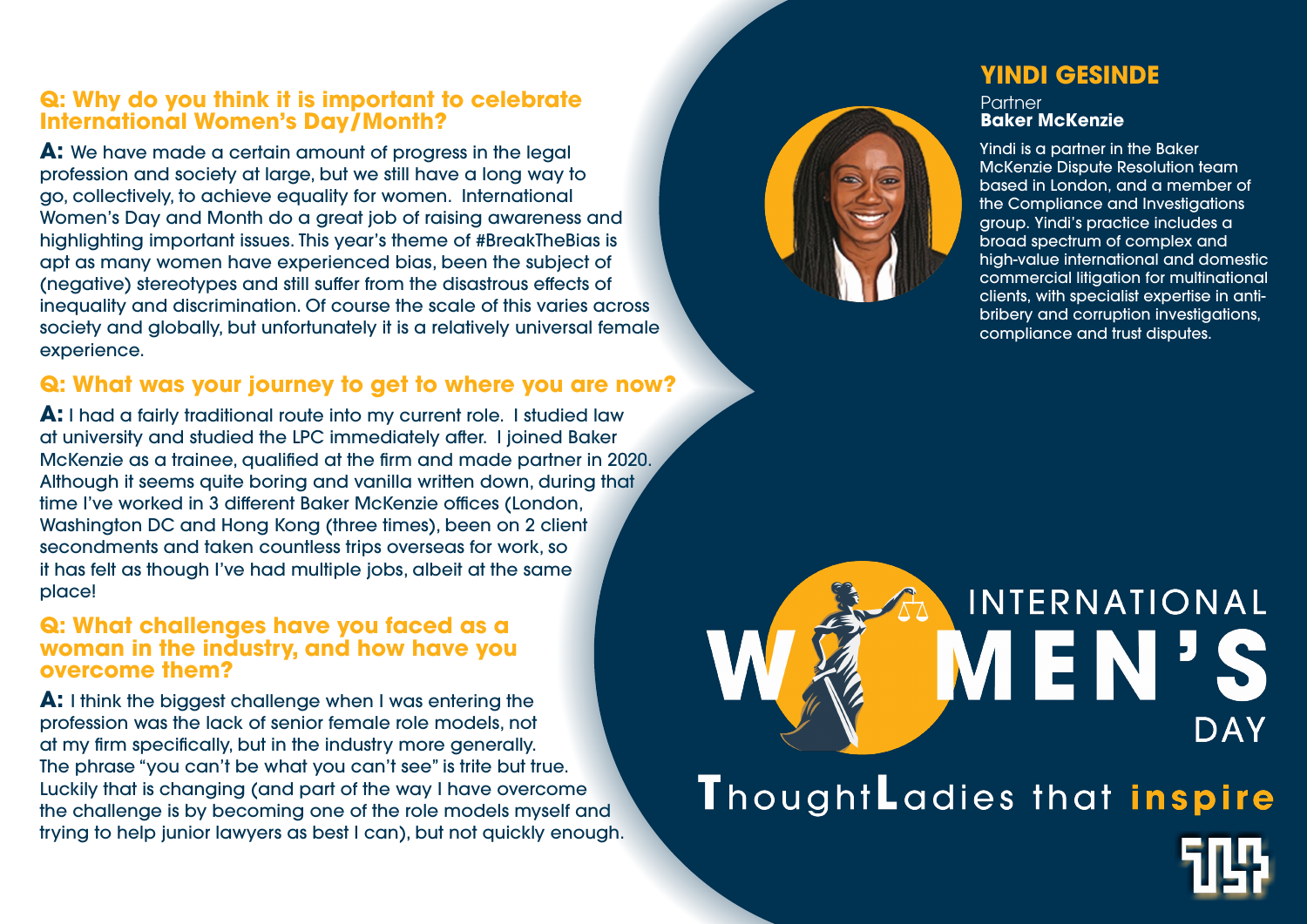## YINDI GESINDE

Partner
**Baker McKenzie**

Yindi is a partner in the Baker McKenzie Dispute Resolution team based in London, and a member of the Compliance and Investigations group. Yindi's practice includes a broad spectrum of complex and high-value international and domestic commercial litigation for multinational clients, with specialist expertise in anti-bribery and corruption investigations, compliance and trust disputes.

### Q: Why do you think it is important to celebrate International Women's Day/Month?

**A:** We have made a certain amount of progress in the legal profession and society at large, but we still have a long way to go, collectively, to achieve equality for women. International Women's Day and Month do a great job of raising awareness and highlighting important issues. This year's theme of #BreakTheBias is apt as many women have experienced bias, been the subject of (negative) stereotypes and still suffer from the disastrous effects of inequality and discrimination. Of course the scale of this varies across society and globally, but unfortunately it is a relatively universal female experience.

### Q: What was your journey to get to where you are now?

**A:** I had a fairly traditional route into my current role. I studied law at university and studied the LPC immediately after. I joined Baker McKenzie as a trainee, qualified at the firm and made partner in 2020. Although it seems quite boring and vanilla written down, during that time I've worked in 3 different Baker McKenzie offices (London, Washington DC and Hong Kong (three times), been on 2 client secondments and taken countless trips overseas for work, so it has felt as though I've had multiple jobs, albeit at the same place!

### Q: What challenges have you faced as a woman in the industry, and how have you overcome them?

**A:** I think the biggest challenge when I was entering the profession was the lack of senior female role models, not at my firm specifically, but in the industry more generally. The phrase "you can't be what you can't see" is trite but true. Luckily that is changing (and part of the way I have overcome the challenge is by becoming one of the role models myself and trying to help junior lawyers as best I can), but not quickly enough.

INTERNATIONAL WOMEN'S DAY

ThoughtLadies that **inspire**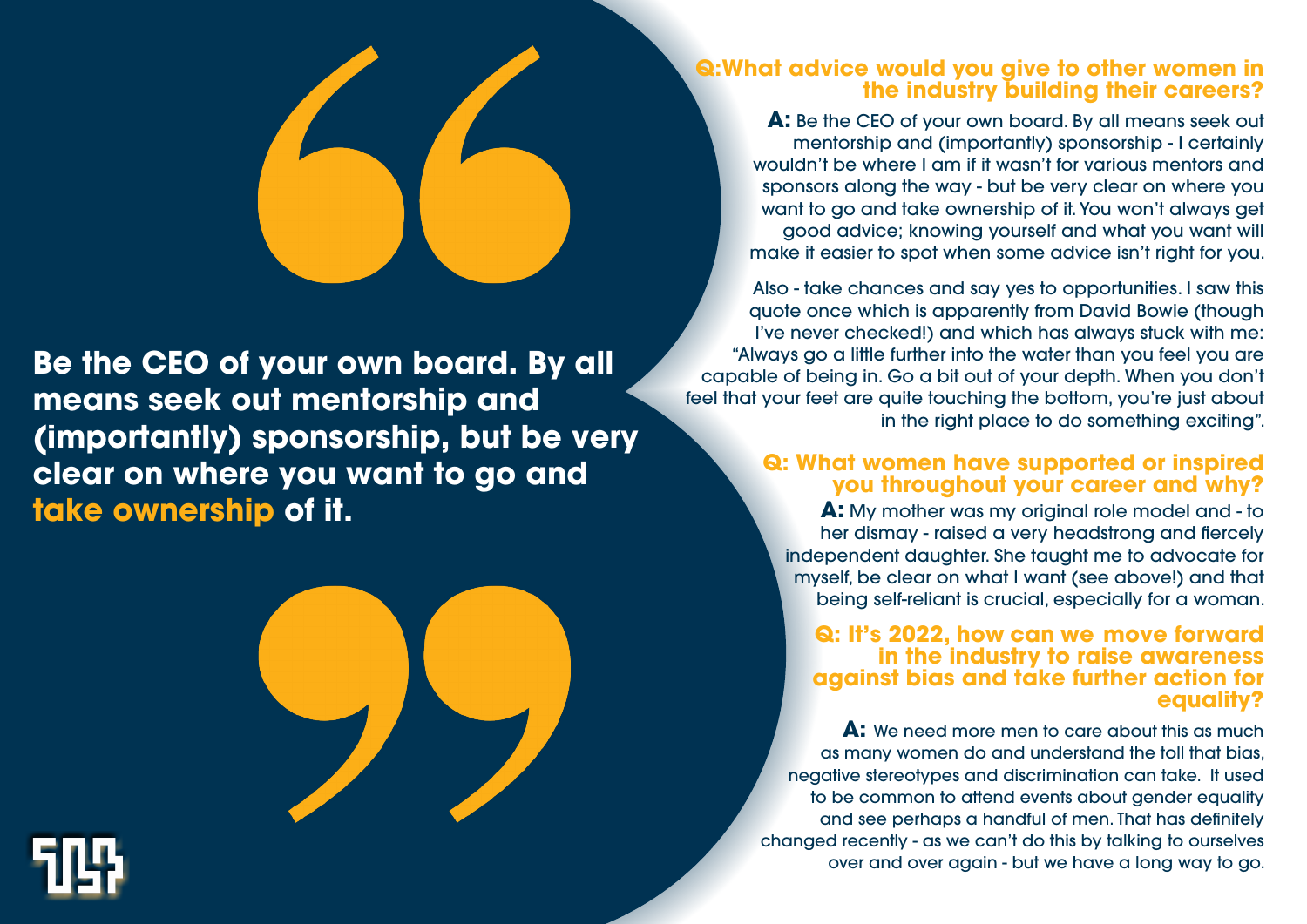**Be the CEO of your own board. By all means seek out mentorship and (importantly) sponsorship, but be very clear on where you want to go and take ownership of it.**

### Q: What advice would you give to other women in the industry building their careers?

**A:** Be the CEO of your own board. By all means seek out mentorship and (importantly) sponsorship - I certainly wouldn't be where I am if it wasn't for various mentors and sponsors along the way - but be very clear on where you want to go and take ownership of it. You won't always get good advice; knowing yourself and what you want will make it easier to spot when some advice isn't right for you.

Also - take chances and say yes to opportunities. I saw this quote once which is apparently from David Bowie (though I've never checked!) and which has always stuck with me: "Always go a little further into the water than you feel you are capable of being in. Go a bit out of your depth. When you don't feel that your feet are quite touching the bottom, you're just about in the right place to do something exciting".

### Q: What women have supported or inspired you throughout your career and why?

**A:** My mother was my original role model and - to her dismay - raised a very headstrong and fiercely independent daughter. She taught me to advocate for myself, be clear on what I want (see above!) and that being self-reliant is crucial, especially for a woman.

### Q: It's 2022, how can we move forward in the industry to raise awareness against bias and take further action for equality?

**A:** We need more men to care about this as much as many women do and understand the toll that bias, negative stereotypes and discrimination can take. It used to be common to attend events about gender equality and see perhaps a handful of men. That has definitely changed recently - as we can't do this by talking to ourselves over and over again - but we have a long way to go.